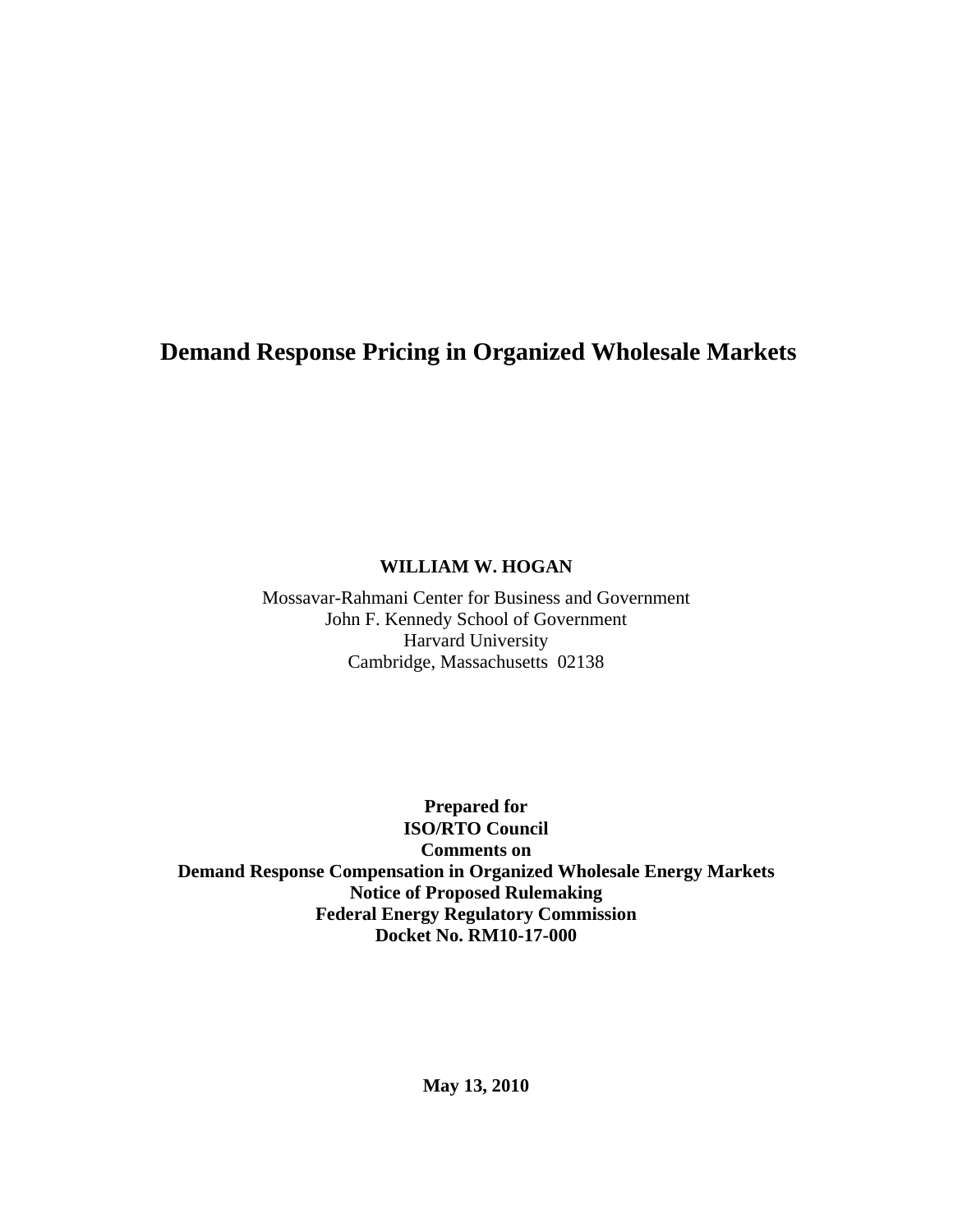# Demand Response Pricing in Organized Wholesale Markets

**WILLIAM W. HOGAN**

Mossavar-Rahmani Center for Business and Government
John F. Kennedy School of Government
Harvard University
Cambridge, Massachusetts 02138

**Prepared for**
**ISO/RTO Council**
**Comments on**
**Demand Response Compensation in Organized Wholesale Energy Markets**
**Notice of Proposed Rulemaking**
**Federal Energy Regulatory Commission**
**Docket No. RM10-17-000**

**May 13, 2010**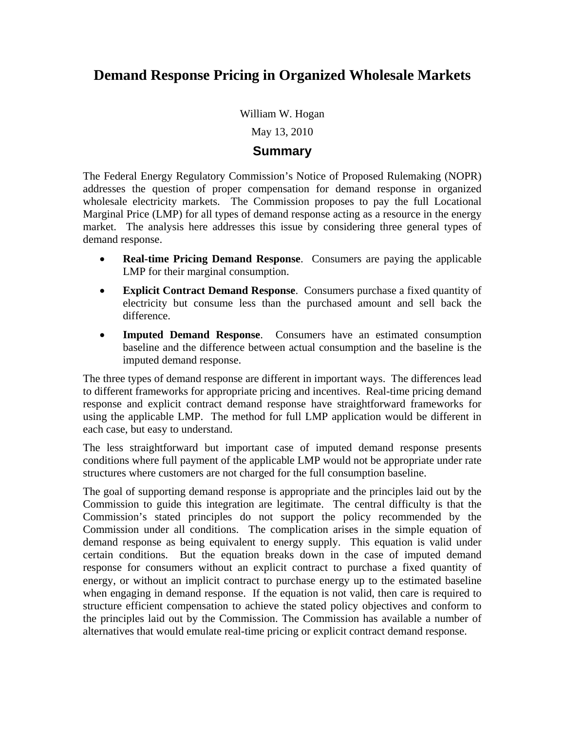# Demand Response Pricing in Organized Wholesale Markets

William W. Hogan

May 13, 2010

## Summary

The Federal Energy Regulatory Commission's Notice of Proposed Rulemaking (NOPR) addresses the question of proper compensation for demand response in organized wholesale electricity markets. The Commission proposes to pay the full Locational Marginal Price (LMP) for all types of demand response acting as a resource in the energy market. The analysis here addresses this issue by considering three general types of demand response.

- **Real-time Pricing Demand Response**. Consumers are paying the applicable LMP for their marginal consumption.
- **Explicit Contract Demand Response**. Consumers purchase a fixed quantity of electricity but consume less than the purchased amount and sell back the difference.
- **Imputed Demand Response**. Consumers have an estimated consumption baseline and the difference between actual consumption and the baseline is the imputed demand response.

The three types of demand response are different in important ways. The differences lead to different frameworks for appropriate pricing and incentives. Real-time pricing demand response and explicit contract demand response have straightforward frameworks for using the applicable LMP. The method for full LMP application would be different in each case, but easy to understand.

The less straightforward but important case of imputed demand response presents conditions where full payment of the applicable LMP would not be appropriate under rate structures where customers are not charged for the full consumption baseline.

The goal of supporting demand response is appropriate and the principles laid out by the Commission to guide this integration are legitimate. The central difficulty is that the Commission's stated principles do not support the policy recommended by the Commission under all conditions. The complication arises in the simple equation of demand response as being equivalent to energy supply. This equation is valid under certain conditions. But the equation breaks down in the case of imputed demand response for consumers without an explicit contract to purchase a fixed quantity of energy, or without an implicit contract to purchase energy up to the estimated baseline when engaging in demand response. If the equation is not valid, then care is required to structure efficient compensation to achieve the stated policy objectives and conform to the principles laid out by the Commission. The Commission has available a number of alternatives that would emulate real-time pricing or explicit contract demand response.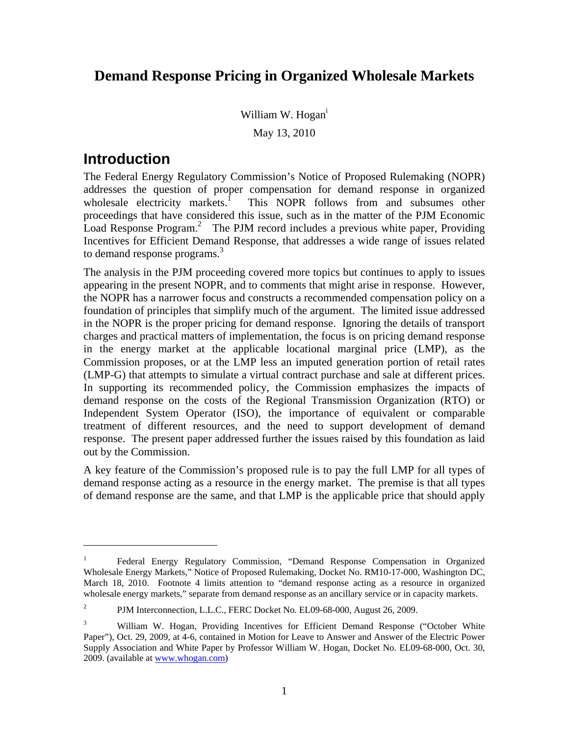# Demand Response Pricing in Organized Wholesale Markets

William W. Hogan[i]

May 13, 2010

## Introduction

The Federal Energy Regulatory Commission's Notice of Proposed Rulemaking (NOPR) addresses the question of proper compensation for demand response in organized wholesale electricity markets.[1] This NOPR follows from and subsumes other proceedings that have considered this issue, such as in the matter of the PJM Economic Load Response Program.[2] The PJM record includes a previous white paper, Providing Incentives for Efficient Demand Response, that addresses a wide range of issues related to demand response programs.[3]

The analysis in the PJM proceeding covered more topics but continues to apply to issues appearing in the present NOPR, and to comments that might arise in response. However, the NOPR has a narrower focus and constructs a recommended compensation policy on a foundation of principles that simplify much of the argument. The limited issue addressed in the NOPR is the proper pricing for demand response. Ignoring the details of transport charges and practical matters of implementation, the focus is on pricing demand response in the energy market at the applicable locational marginal price (LMP), as the Commission proposes, or at the LMP less an imputed generation portion of retail rates (LMP-G) that attempts to simulate a virtual contract purchase and sale at different prices. In supporting its recommended policy, the Commission emphasizes the impacts of demand response on the costs of the Regional Transmission Organization (RTO) or Independent System Operator (ISO), the importance of equivalent or comparable treatment of different resources, and the need to support development of demand response. The present paper addressed further the issues raised by this foundation as laid out by the Commission.

A key feature of the Commission's proposed rule is to pay the full LMP for all types of demand response acting as a resource in the energy market. The premise is that all types of demand response are the same, and that LMP is the applicable price that should apply

---

[1] Federal Energy Regulatory Commission, "Demand Response Compensation in Organized Wholesale Energy Markets," Notice of Proposed Rulemaking, Docket No. RM10-17-000, Washington DC, March 18, 2010. Footnote 4 limits attention to "demand response acting as a resource in organized wholesale energy markets," separate from demand response as an ancillary service or in capacity markets.

[2] PJM Interconnection, L.L.C., FERC Docket No. EL09-68-000, August 26, 2009.

[3] William W. Hogan, Providing Incentives for Efficient Demand Response ("October White Paper"), Oct. 29, 2009, at 4-6, contained in Motion for Leave to Answer and Answer of the Electric Power Supply Association and White Paper by Professor William W. Hogan, Docket No. EL09-68-000, Oct. 30, 2009. (available at www.whogan.com)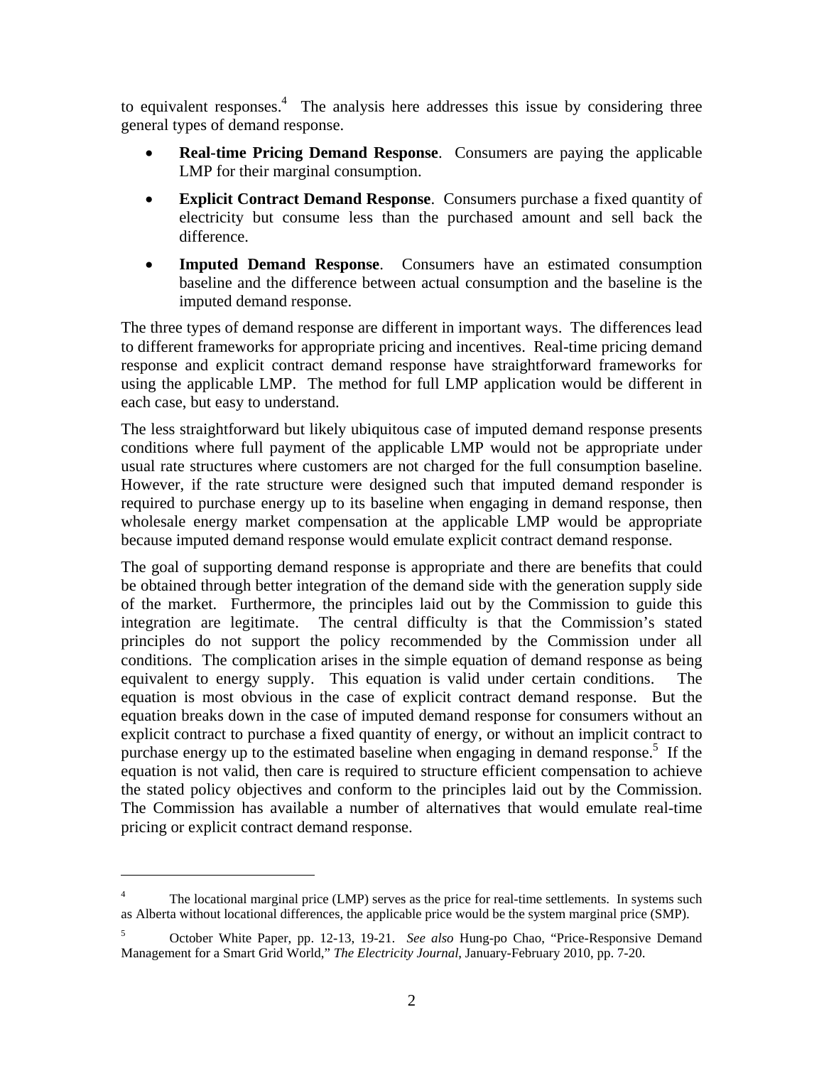to equivalent responses.[4] The analysis here addresses this issue by considering three general types of demand response.

- **Real-time Pricing Demand Response**. Consumers are paying the applicable LMP for their marginal consumption.
- **Explicit Contract Demand Response**. Consumers purchase a fixed quantity of electricity but consume less than the purchased amount and sell back the difference.
- **Imputed Demand Response**. Consumers have an estimated consumption baseline and the difference between actual consumption and the baseline is the imputed demand response.

The three types of demand response are different in important ways. The differences lead to different frameworks for appropriate pricing and incentives. Real-time pricing demand response and explicit contract demand response have straightforward frameworks for using the applicable LMP. The method for full LMP application would be different in each case, but easy to understand.

The less straightforward but likely ubiquitous case of imputed demand response presents conditions where full payment of the applicable LMP would not be appropriate under usual rate structures where customers are not charged for the full consumption baseline. However, if the rate structure were designed such that imputed demand responder is required to purchase energy up to its baseline when engaging in demand response, then wholesale energy market compensation at the applicable LMP would be appropriate because imputed demand response would emulate explicit contract demand response.

The goal of supporting demand response is appropriate and there are benefits that could be obtained through better integration of the demand side with the generation supply side of the market. Furthermore, the principles laid out by the Commission to guide this integration are legitimate. The central difficulty is that the Commission's stated principles do not support the policy recommended by the Commission under all conditions. The complication arises in the simple equation of demand response as being equivalent to energy supply. This equation is valid under certain conditions. The equation is most obvious in the case of explicit contract demand response. But the equation breaks down in the case of imputed demand response for consumers without an explicit contract to purchase a fixed quantity of energy, or without an implicit contract to purchase energy up to the estimated baseline when engaging in demand response.[5] If the equation is not valid, then care is required to structure efficient compensation to achieve the stated policy objectives and conform to the principles laid out by the Commission. The Commission has available a number of alternatives that would emulate real-time pricing or explicit contract demand response.

---

[4] The locational marginal price (LMP) serves as the price for real-time settlements. In systems such as Alberta without locational differences, the applicable price would be the system marginal price (SMP).

[5] October White Paper, pp. 12-13, 19-21. *See also* Hung-po Chao, "Price-Responsive Demand Management for a Smart Grid World," *The Electricity Journal*, January-February 2010, pp. 7-20.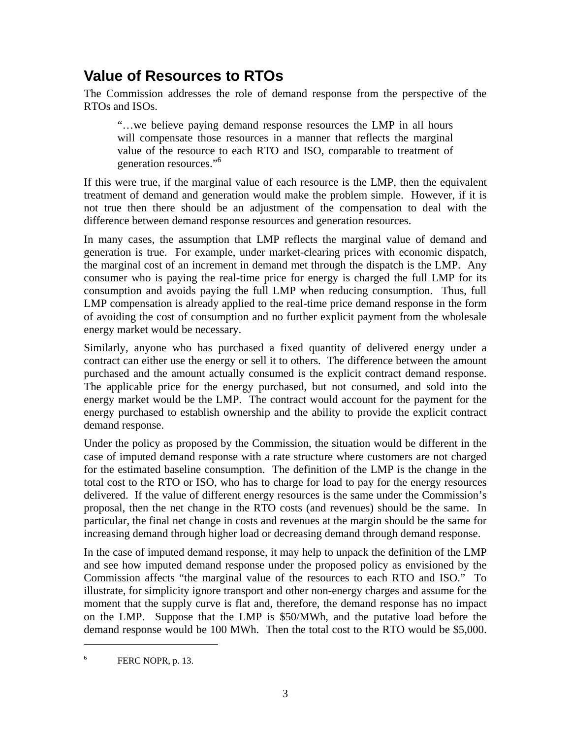## Value of Resources to RTOs

The Commission addresses the role of demand response from the perspective of the RTOs and ISOs.

> "…we believe paying demand response resources the LMP in all hours will compensate those resources in a manner that reflects the marginal value of the resource to each RTO and ISO, comparable to treatment of generation resources."[6]

If this were true, if the marginal value of each resource is the LMP, then the equivalent treatment of demand and generation would make the problem simple. However, if it is not true then there should be an adjustment of the compensation to deal with the difference between demand response resources and generation resources.

In many cases, the assumption that LMP reflects the marginal value of demand and generation is true. For example, under market-clearing prices with economic dispatch, the marginal cost of an increment in demand met through the dispatch is the LMP. Any consumer who is paying the real-time price for energy is charged the full LMP for its consumption and avoids paying the full LMP when reducing consumption. Thus, full LMP compensation is already applied to the real-time price demand response in the form of avoiding the cost of consumption and no further explicit payment from the wholesale energy market would be necessary.

Similarly, anyone who has purchased a fixed quantity of delivered energy under a contract can either use the energy or sell it to others. The difference between the amount purchased and the amount actually consumed is the explicit contract demand response. The applicable price for the energy purchased, but not consumed, and sold into the energy market would be the LMP. The contract would account for the payment for the energy purchased to establish ownership and the ability to provide the explicit contract demand response.

Under the policy as proposed by the Commission, the situation would be different in the case of imputed demand response with a rate structure where customers are not charged for the estimated baseline consumption. The definition of the LMP is the change in the total cost to the RTO or ISO, who has to charge for load to pay for the energy resources delivered. If the value of different energy resources is the same under the Commission's proposal, then the net change in the RTO costs (and revenues) should be the same. In particular, the final net change in costs and revenues at the margin should be the same for increasing demand through higher load or decreasing demand through demand response.

In the case of imputed demand response, it may help to unpack the definition of the LMP and see how imputed demand response under the proposed policy as envisioned by the Commission affects "the marginal value of the resources to each RTO and ISO." To illustrate, for simplicity ignore transport and other non-energy charges and assume for the moment that the supply curve is flat and, therefore, the demand response has no impact on the LMP. Suppose that the LMP is $50/MWh, and the putative load before the demand response would be 100 MWh. Then the total cost to the RTO would be $5,000.

[6] FERC NOPR, p. 13.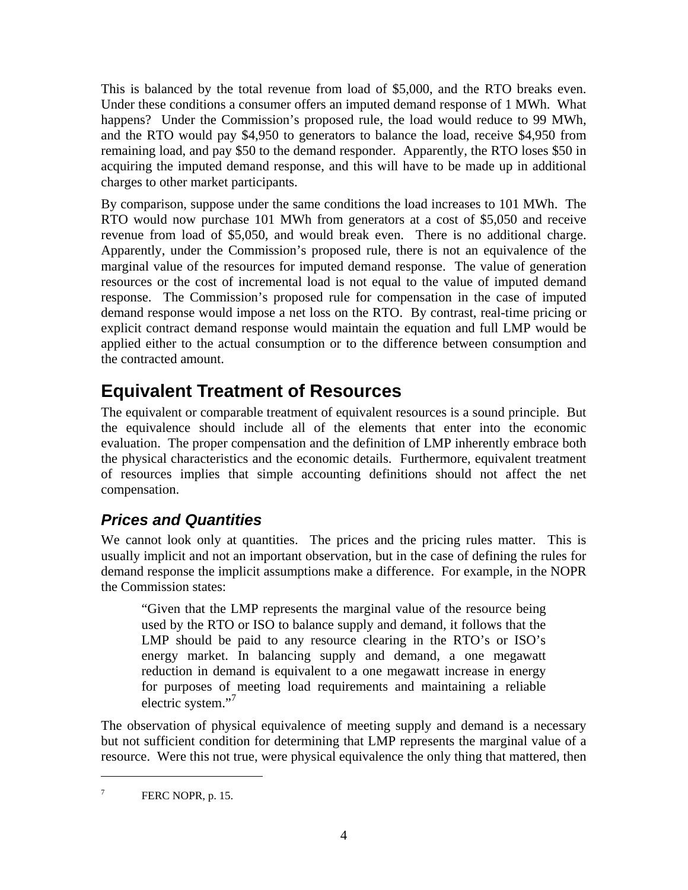This is balanced by the total revenue from load of $5,000, and the RTO breaks even. Under these conditions a consumer offers an imputed demand response of 1 MWh. What happens? Under the Commission's proposed rule, the load would reduce to 99 MWh, and the RTO would pay $4,950 to generators to balance the load, receive $4,950 from remaining load, and pay $50 to the demand responder. Apparently, the RTO loses $50 in acquiring the imputed demand response, and this will have to be made up in additional charges to other market participants.

By comparison, suppose under the same conditions the load increases to 101 MWh. The RTO would now purchase 101 MWh from generators at a cost of $5,050 and receive revenue from load of $5,050, and would break even. There is no additional charge. Apparently, under the Commission's proposed rule, there is not an equivalence of the marginal value of the resources for imputed demand response. The value of generation resources or the cost of incremental load is not equal to the value of imputed demand response. The Commission's proposed rule for compensation in the case of imputed demand response would impose a net loss on the RTO. By contrast, real-time pricing or explicit contract demand response would maintain the equation and full LMP would be applied either to the actual consumption or to the difference between consumption and the contracted amount.

# Equivalent Treatment of Resources

The equivalent or comparable treatment of equivalent resources is a sound principle. But the equivalence should include all of the elements that enter into the economic evaluation. The proper compensation and the definition of LMP inherently embrace both the physical characteristics and the economic details. Furthermore, equivalent treatment of resources implies that simple accounting definitions should not affect the net compensation.

## *Prices and Quantities*

We cannot look only at quantities. The prices and the pricing rules matter. This is usually implicit and not an important observation, but in the case of defining the rules for demand response the implicit assumptions make a difference. For example, in the NOPR the Commission states:

> "Given that the LMP represents the marginal value of the resource being used by the RTO or ISO to balance supply and demand, it follows that the LMP should be paid to any resource clearing in the RTO's or ISO's energy market. In balancing supply and demand, a one megawatt reduction in demand is equivalent to a one megawatt increase in energy for purposes of meeting load requirements and maintaining a reliable electric system."[7]

The observation of physical equivalence of meeting supply and demand is a necessary but not sufficient condition for determining that LMP represents the marginal value of a resource. Were this not true, were physical equivalence the only thing that mattered, then

[7] FERC NOPR, p. 15.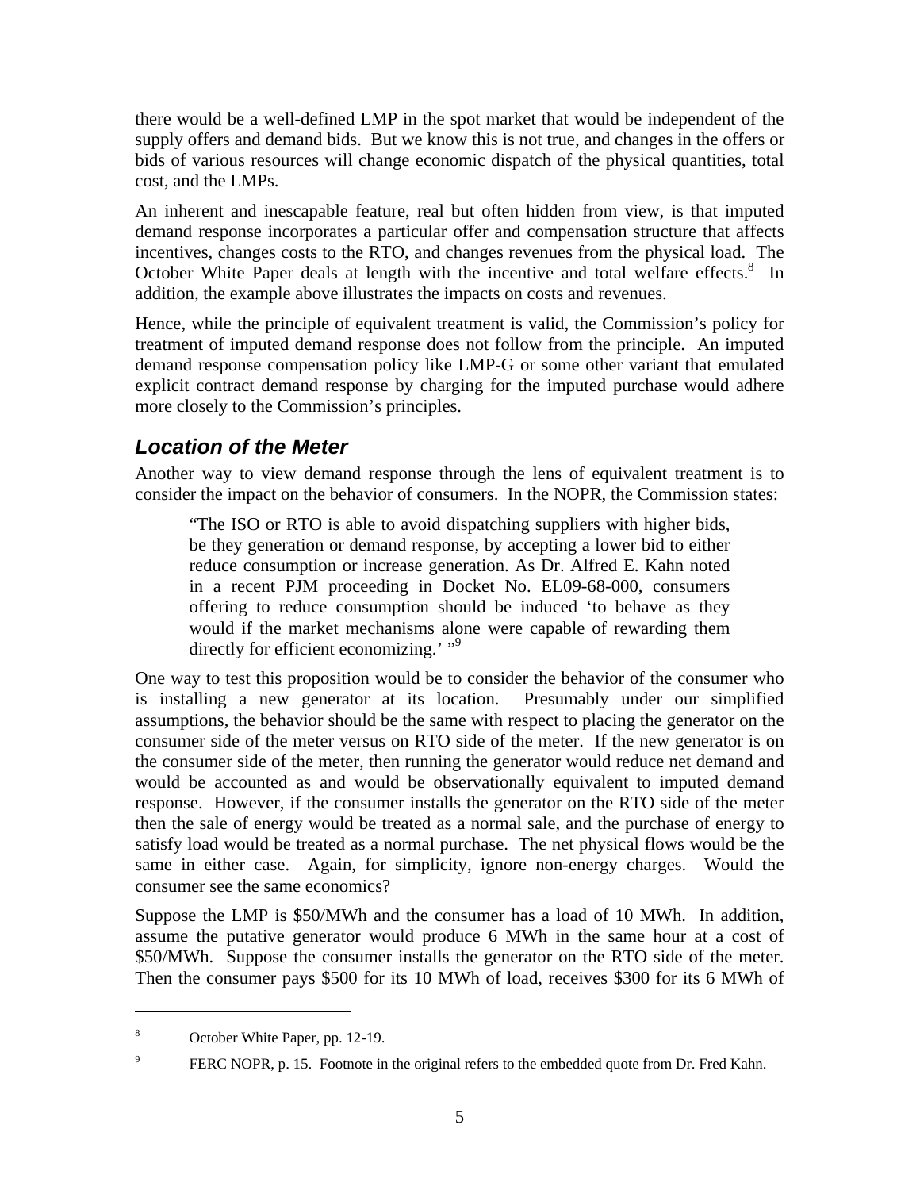there would be a well-defined LMP in the spot market that would be independent of the supply offers and demand bids. But we know this is not true, and changes in the offers or bids of various resources will change economic dispatch of the physical quantities, total cost, and the LMPs.

An inherent and inescapable feature, real but often hidden from view, is that imputed demand response incorporates a particular offer and compensation structure that affects incentives, changes costs to the RTO, and changes revenues from the physical load. The October White Paper deals at length with the incentive and total welfare effects.[8] In addition, the example above illustrates the impacts on costs and revenues.

Hence, while the principle of equivalent treatment is valid, the Commission's policy for treatment of imputed demand response does not follow from the principle. An imputed demand response compensation policy like LMP-G or some other variant that emulated explicit contract demand response by charging for the imputed purchase would adhere more closely to the Commission's principles.

## *Location of the Meter*

Another way to view demand response through the lens of equivalent treatment is to consider the impact on the behavior of consumers. In the NOPR, the Commission states:

> "The ISO or RTO is able to avoid dispatching suppliers with higher bids, be they generation or demand response, by accepting a lower bid to either reduce consumption or increase generation. As Dr. Alfred E. Kahn noted in a recent PJM proceeding in Docket No. EL09-68-000, consumers offering to reduce consumption should be induced 'to behave as they would if the market mechanisms alone were capable of rewarding them directly for efficient economizing.' "[9]

One way to test this proposition would be to consider the behavior of the consumer who is installing a new generator at its location. Presumably under our simplified assumptions, the behavior should be the same with respect to placing the generator on the consumer side of the meter versus on RTO side of the meter. If the new generator is on the consumer side of the meter, then running the generator would reduce net demand and would be accounted as and would be observationally equivalent to imputed demand response. However, if the consumer installs the generator on the RTO side of the meter then the sale of energy would be treated as a normal sale, and the purchase of energy to satisfy load would be treated as a normal purchase. The net physical flows would be the same in either case. Again, for simplicity, ignore non-energy charges. Would the consumer see the same economics?

Suppose the LMP is \$50/MWh and the consumer has a load of 10 MWh. In addition, assume the putative generator would produce 6 MWh in the same hour at a cost of \$50/MWh. Suppose the consumer installs the generator on the RTO side of the meter. Then the consumer pays \$500 for its 10 MWh of load, receives \$300 for its 6 MWh of

---

[8] October White Paper, pp. 12-19.

[9] FERC NOPR, p. 15. Footnote in the original refers to the embedded quote from Dr. Fred Kahn.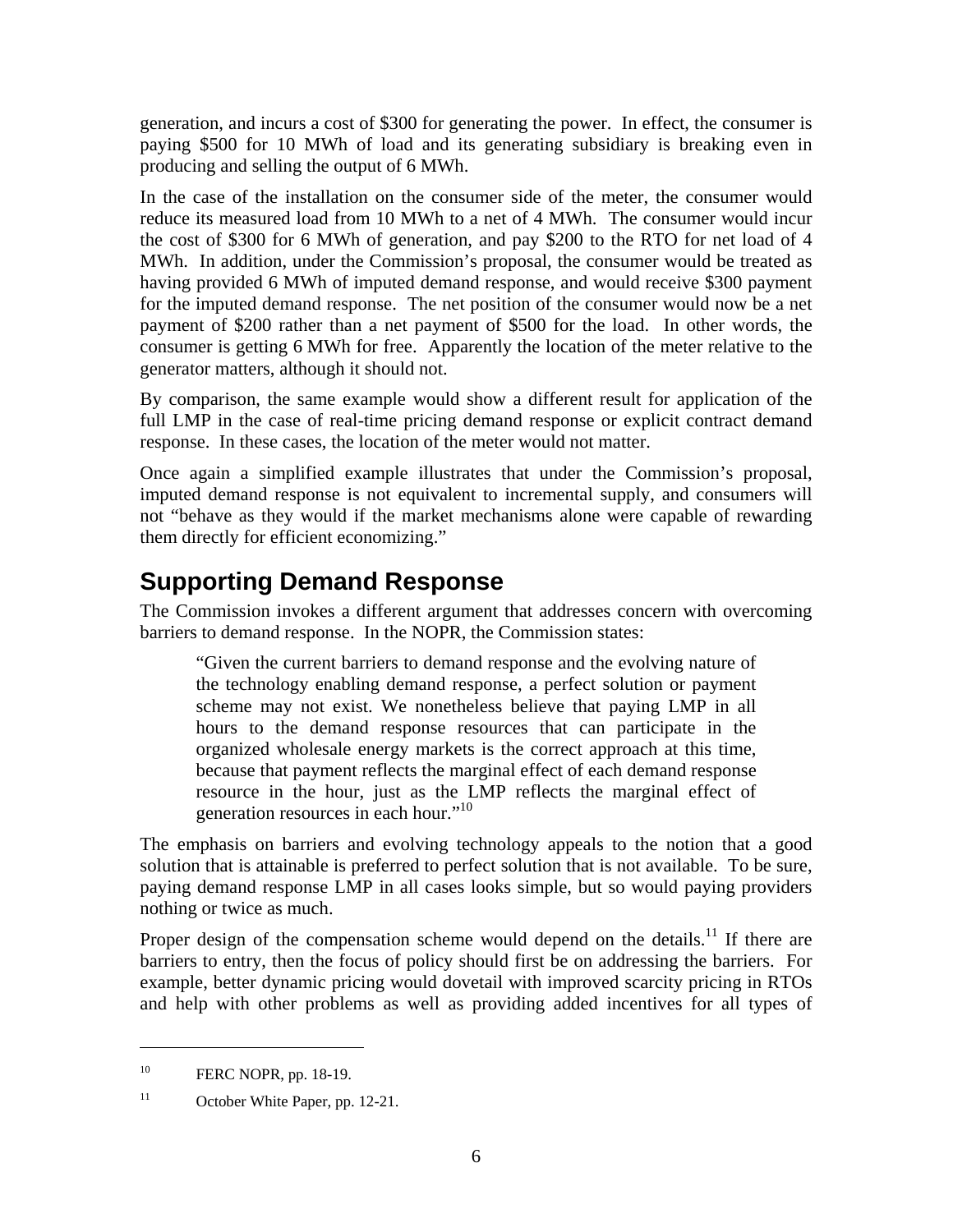generation, and incurs a cost of $300 for generating the power. In effect, the consumer is paying $500 for 10 MWh of load and its generating subsidiary is breaking even in producing and selling the output of 6 MWh.

In the case of the installation on the consumer side of the meter, the consumer would reduce its measured load from 10 MWh to a net of 4 MWh. The consumer would incur the cost of $300 for 6 MWh of generation, and pay $200 to the RTO for net load of 4 MWh. In addition, under the Commission's proposal, the consumer would be treated as having provided 6 MWh of imputed demand response, and would receive $300 payment for the imputed demand response. The net position of the consumer would now be a net payment of $200 rather than a net payment of $500 for the load. In other words, the consumer is getting 6 MWh for free. Apparently the location of the meter relative to the generator matters, although it should not.

By comparison, the same example would show a different result for application of the full LMP in the case of real-time pricing demand response or explicit contract demand response. In these cases, the location of the meter would not matter.

Once again a simplified example illustrates that under the Commission's proposal, imputed demand response is not equivalent to incremental supply, and consumers will not "behave as they would if the market mechanisms alone were capable of rewarding them directly for efficient economizing."

## Supporting Demand Response

The Commission invokes a different argument that addresses concern with overcoming barriers to demand response. In the NOPR, the Commission states:

> "Given the current barriers to demand response and the evolving nature of the technology enabling demand response, a perfect solution or payment scheme may not exist. We nonetheless believe that paying LMP in all hours to the demand response resources that can participate in the organized wholesale energy markets is the correct approach at this time, because that payment reflects the marginal effect of each demand response resource in the hour, just as the LMP reflects the marginal effect of generation resources in each hour."[10]

The emphasis on barriers and evolving technology appeals to the notion that a good solution that is attainable is preferred to perfect solution that is not available. To be sure, paying demand response LMP in all cases looks simple, but so would paying providers nothing or twice as much.

Proper design of the compensation scheme would depend on the details.[11] If there are barriers to entry, then the focus of policy should first be on addressing the barriers. For example, better dynamic pricing would dovetail with improved scarcity pricing in RTOs and help with other problems as well as providing added incentives for all types of

[10] FERC NOPR, pp. 18-19.

[11] October White Paper, pp. 12-21.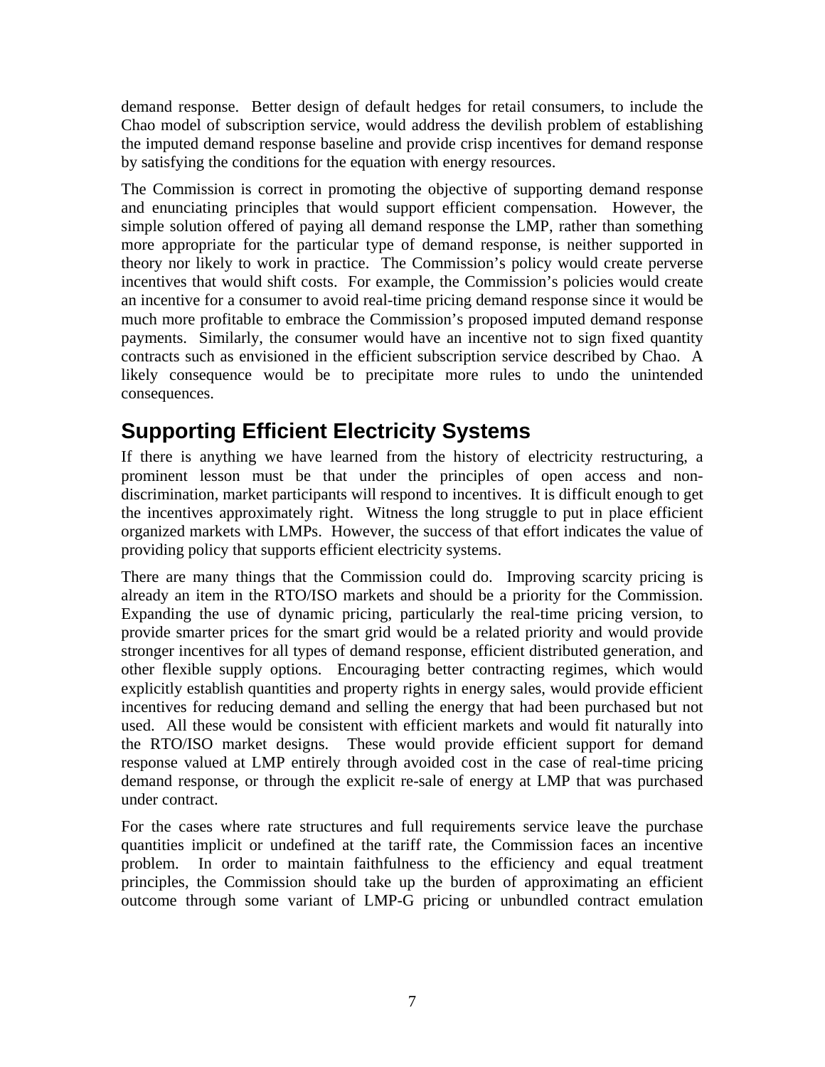demand response. Better design of default hedges for retail consumers, to include the Chao model of subscription service, would address the devilish problem of establishing the imputed demand response baseline and provide crisp incentives for demand response by satisfying the conditions for the equation with energy resources.

The Commission is correct in promoting the objective of supporting demand response and enunciating principles that would support efficient compensation. However, the simple solution offered of paying all demand response the LMP, rather than something more appropriate for the particular type of demand response, is neither supported in theory nor likely to work in practice. The Commission's policy would create perverse incentives that would shift costs. For example, the Commission's policies would create an incentive for a consumer to avoid real-time pricing demand response since it would be much more profitable to embrace the Commission's proposed imputed demand response payments. Similarly, the consumer would have an incentive not to sign fixed quantity contracts such as envisioned in the efficient subscription service described by Chao. A likely consequence would be to precipitate more rules to undo the unintended consequences.

## Supporting Efficient Electricity Systems

If there is anything we have learned from the history of electricity restructuring, a prominent lesson must be that under the principles of open access and non-discrimination, market participants will respond to incentives. It is difficult enough to get the incentives approximately right. Witness the long struggle to put in place efficient organized markets with LMPs. However, the success of that effort indicates the value of providing policy that supports efficient electricity systems.

There are many things that the Commission could do. Improving scarcity pricing is already an item in the RTO/ISO markets and should be a priority for the Commission. Expanding the use of dynamic pricing, particularly the real-time pricing version, to provide smarter prices for the smart grid would be a related priority and would provide stronger incentives for all types of demand response, efficient distributed generation, and other flexible supply options. Encouraging better contracting regimes, which would explicitly establish quantities and property rights in energy sales, would provide efficient incentives for reducing demand and selling the energy that had been purchased but not used. All these would be consistent with efficient markets and would fit naturally into the RTO/ISO market designs. These would provide efficient support for demand response valued at LMP entirely through avoided cost in the case of real-time pricing demand response, or through the explicit re-sale of energy at LMP that was purchased under contract.

For the cases where rate structures and full requirements service leave the purchase quantities implicit or undefined at the tariff rate, the Commission faces an incentive problem. In order to maintain faithfulness to the efficiency and equal treatment principles, the Commission should take up the burden of approximating an efficient outcome through some variant of LMP-G pricing or unbundled contract emulation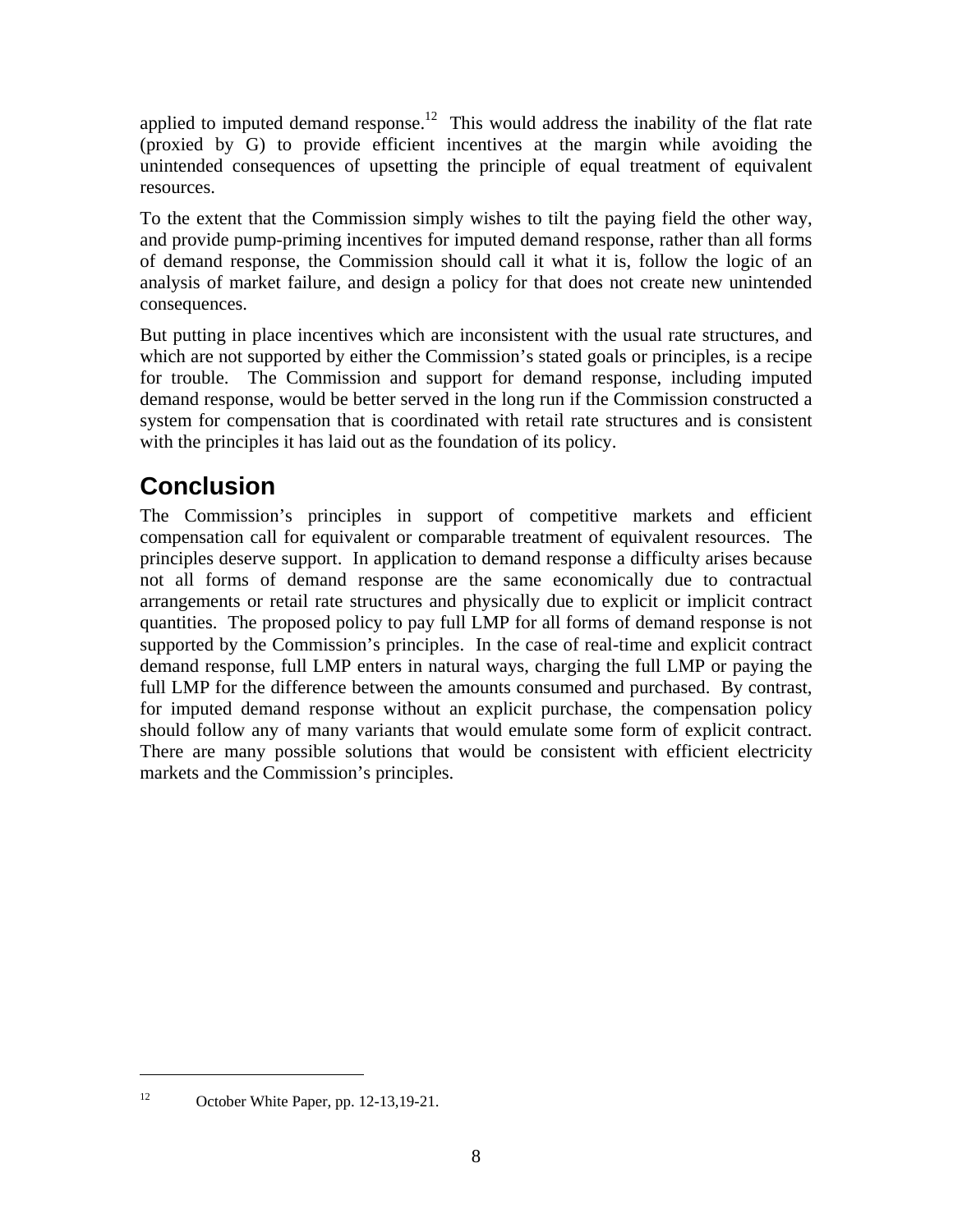applied to imputed demand response.[12] This would address the inability of the flat rate (proxied by G) to provide efficient incentives at the margin while avoiding the unintended consequences of upsetting the principle of equal treatment of equivalent resources.

To the extent that the Commission simply wishes to tilt the paying field the other way, and provide pump-priming incentives for imputed demand response, rather than all forms of demand response, the Commission should call it what it is, follow the logic of an analysis of market failure, and design a policy for that does not create new unintended consequences.

But putting in place incentives which are inconsistent with the usual rate structures, and which are not supported by either the Commission's stated goals or principles, is a recipe for trouble. The Commission and support for demand response, including imputed demand response, would be better served in the long run if the Commission constructed a system for compensation that is coordinated with retail rate structures and is consistent with the principles it has laid out as the foundation of its policy.

## Conclusion

The Commission's principles in support of competitive markets and efficient compensation call for equivalent or comparable treatment of equivalent resources. The principles deserve support. In application to demand response a difficulty arises because not all forms of demand response are the same economically due to contractual arrangements or retail rate structures and physically due to explicit or implicit contract quantities. The proposed policy to pay full LMP for all forms of demand response is not supported by the Commission's principles. In the case of real-time and explicit contract demand response, full LMP enters in natural ways, charging the full LMP or paying the full LMP for the difference between the amounts consumed and purchased. By contrast, for imputed demand response without an explicit purchase, the compensation policy should follow any of many variants that would emulate some form of explicit contract. There are many possible solutions that would be consistent with efficient electricity markets and the Commission's principles.

---

[12] October White Paper, pp. 12-13,19-21.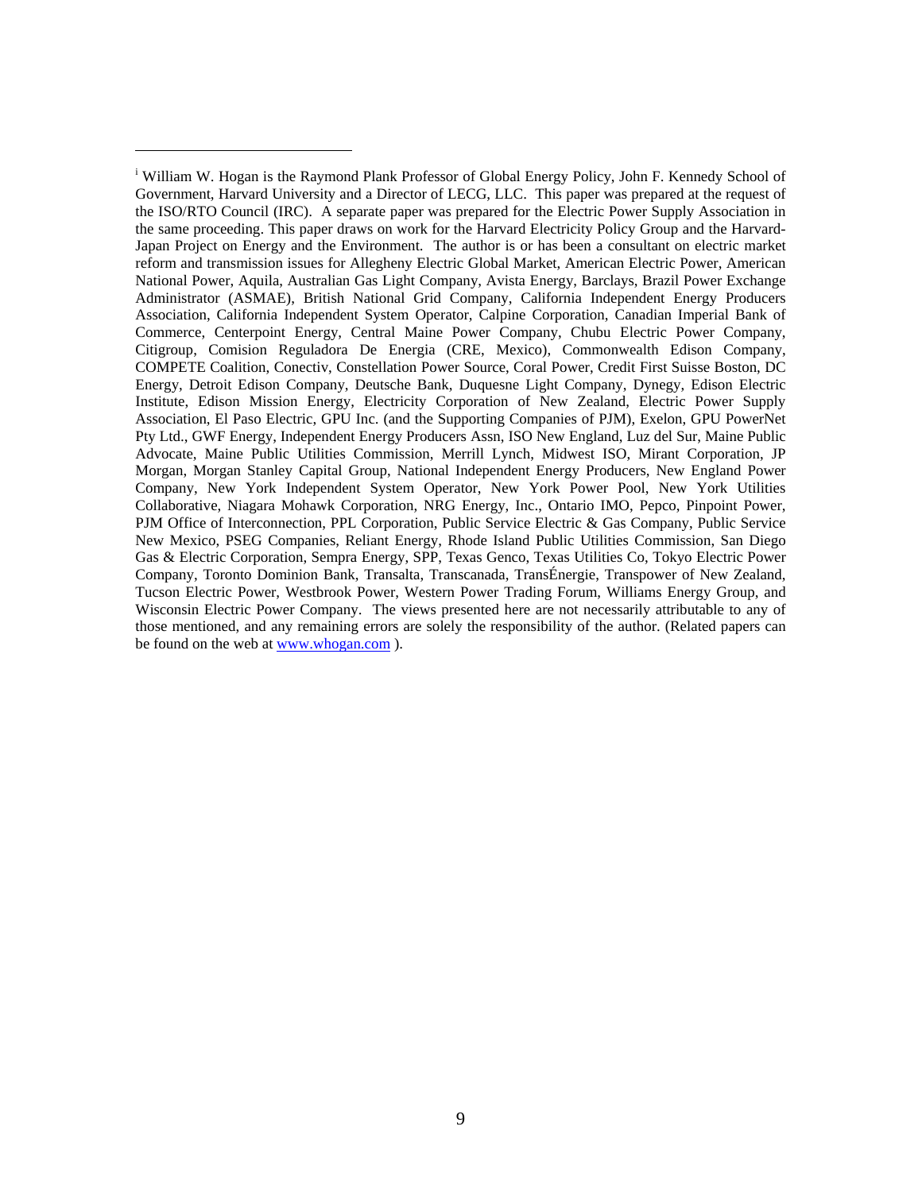[i] William W. Hogan is the Raymond Plank Professor of Global Energy Policy, John F. Kennedy School of Government, Harvard University and a Director of LECG, LLC. This paper was prepared at the request of the ISO/RTO Council (IRC). A separate paper was prepared for the Electric Power Supply Association in the same proceeding. This paper draws on work for the Harvard Electricity Policy Group and the Harvard-Japan Project on Energy and the Environment. The author is or has been a consultant on electric market reform and transmission issues for Allegheny Electric Global Market, American Electric Power, American National Power, Aquila, Australian Gas Light Company, Avista Energy, Barclays, Brazil Power Exchange Administrator (ASMAE), British National Grid Company, California Independent Energy Producers Association, California Independent System Operator, Calpine Corporation, Canadian Imperial Bank of Commerce, Centerpoint Energy, Central Maine Power Company, Chubu Electric Power Company, Citigroup, Comision Reguladora De Energia (CRE, Mexico), Commonwealth Edison Company, COMPETE Coalition, Conectiv, Constellation Power Source, Coral Power, Credit First Suisse Boston, DC Energy, Detroit Edison Company, Deutsche Bank, Duquesne Light Company, Dynegy, Edison Electric Institute, Edison Mission Energy, Electricity Corporation of New Zealand, Electric Power Supply Association, El Paso Electric, GPU Inc. (and the Supporting Companies of PJM), Exelon, GPU PowerNet Pty Ltd., GWF Energy, Independent Energy Producers Assn, ISO New England, Luz del Sur, Maine Public Advocate, Maine Public Utilities Commission, Merrill Lynch, Midwest ISO, Mirant Corporation, JP Morgan, Morgan Stanley Capital Group, National Independent Energy Producers, New England Power Company, New York Independent System Operator, New York Power Pool, New York Utilities Collaborative, Niagara Mohawk Corporation, NRG Energy, Inc., Ontario IMO, Pepco, Pinpoint Power, PJM Office of Interconnection, PPL Corporation, Public Service Electric & Gas Company, Public Service New Mexico, PSEG Companies, Reliant Energy, Rhode Island Public Utilities Commission, San Diego Gas & Electric Corporation, Sempra Energy, SPP, Texas Genco, Texas Utilities Co, Tokyo Electric Power Company, Toronto Dominion Bank, Transalta, Transcanada, TransÉnergie, Transpower of New Zealand, Tucson Electric Power, Westbrook Power, Western Power Trading Forum, Williams Energy Group, and Wisconsin Electric Power Company. The views presented here are not necessarily attributable to any of those mentioned, and any remaining errors are solely the responsibility of the author. (Related papers can be found on the web at www.whogan.com ).